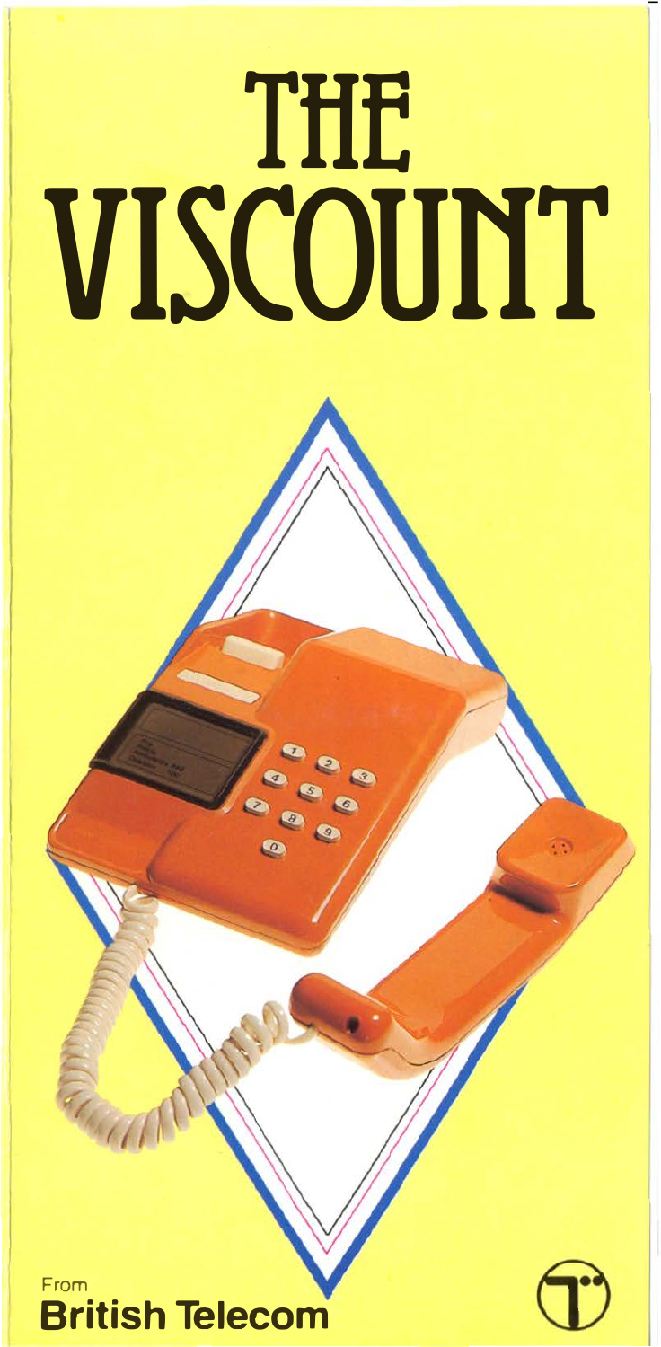# THE VISCOUNT

From
**British Telecom**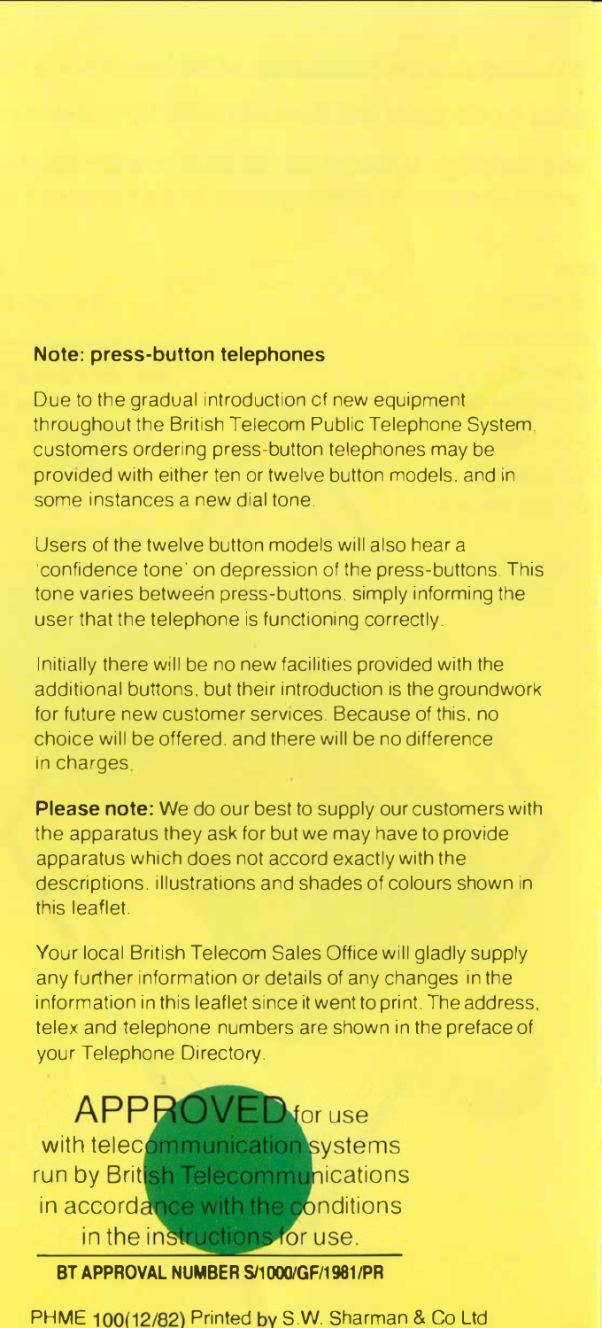### Note: press-button telephones

Due to the gradual introduction cf new equipment throughout the British Telecom Public Telephone System. customers ordering press-button telephones may be provided with either ten or twelve button models. and in some instances a new dial tone.

Users of the twelve button models will also hear a 'confidence tone' on depression of the press-buttons. This tone varies between press-buttons. simply informing the user that the telephone is functioning correctly.

Initially there will be no new facilities provided with the additional buttons. but their introduction is the groundwork for future new customer services. Because of this. no choice will be offered. and there will be no difference in charges.

**Please note:** We do our best to supply our customers with the apparatus they ask for but we may have to provide apparatus which does not accord exactly with the descriptions. illustrations and shades of colours shown in this leaflet.

Your local British Telecom Sales Office will gladly supply any further information or details of any changes in the information in this leaflet since it went to print. The address, telex and telephone numbers are shown in the preface of your Telephone Directory.

APPROVED for use with telecommunication systems run by British Telecommunications in accordance with the conditions in the instructions for use.

**BT APPROVAL NUMBER S/1000/GF/1981/PR**

PHME 100(12/82) Printed by S.W. Sharman & Co Ltd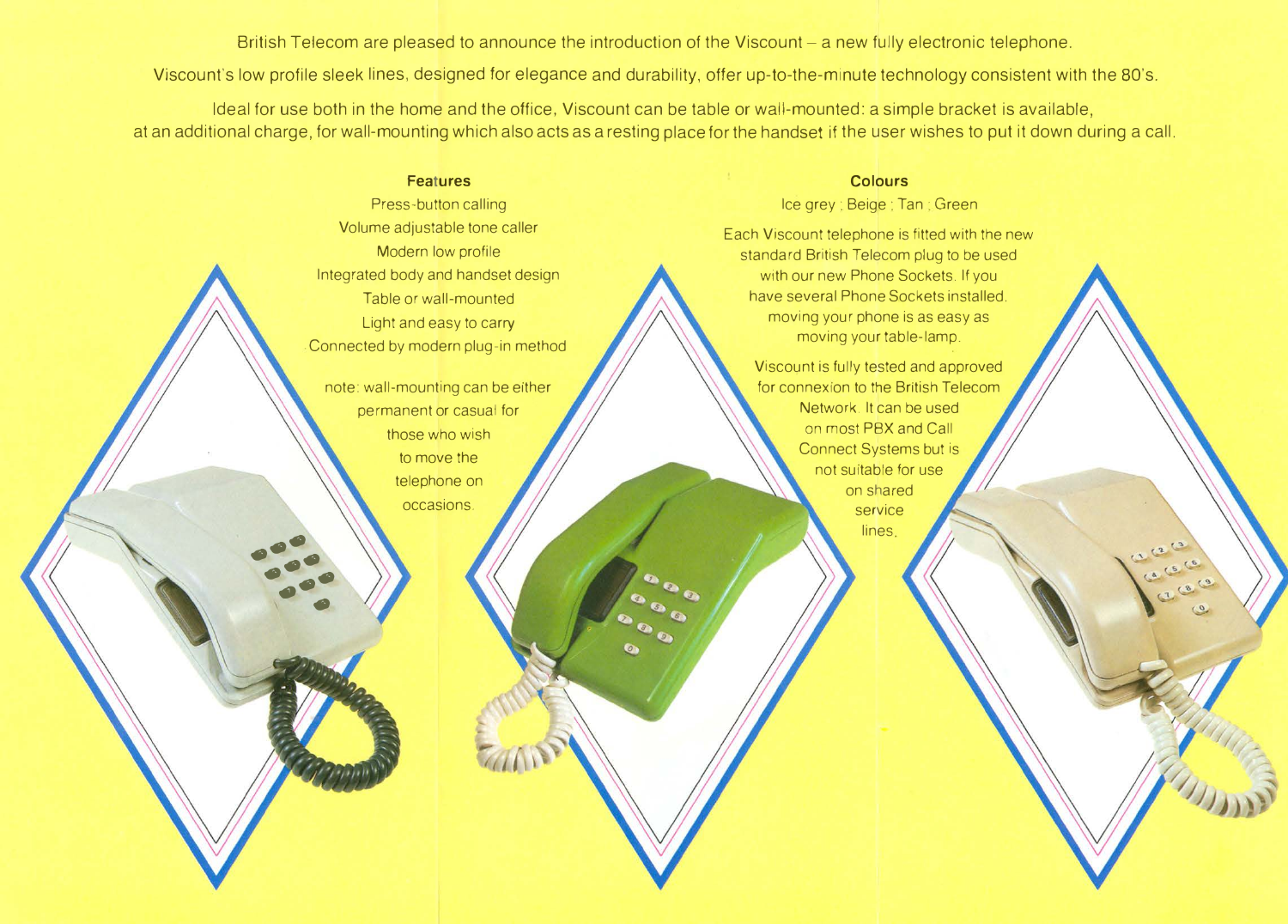British Telecom are pleased to announce the introduction of the Viscount – a new fully electronic telephone.

Viscount's low profile sleek lines, designed for elegance and durability, offer up-to-the-minute technology consistent with the 80's.

Ideal for use both in the home and the office, Viscount can be table or wall-mounted: a simple bracket is available, at an additional charge, for wall-mounting which also acts as a resting place for the handset if the user wishes to put it down during a call.

**Features**

Press-button calling
Volume adjustable tone caller
Modern low profile
Integrated body and handset design
Table or wall-mounted
Light and easy to carry
Connected by modern plug-in method

note: wall-mounting can be either permanent or casual for those who wish to move the telephone on occasions.

**Colours**

Ice grey ; Beige ; Tan ; Green

Each Viscount telephone is fitted with the new standard British Telecom plug to be used with our new Phone Sockets. If you have several Phone Sockets installed, moving your phone is as easy as moving your table-lamp.

Viscount is fully tested and approved for connexion to the British Telecom Network. It can be used on most PBX and Call Connect Systems but is not suitable for use on shared service lines.